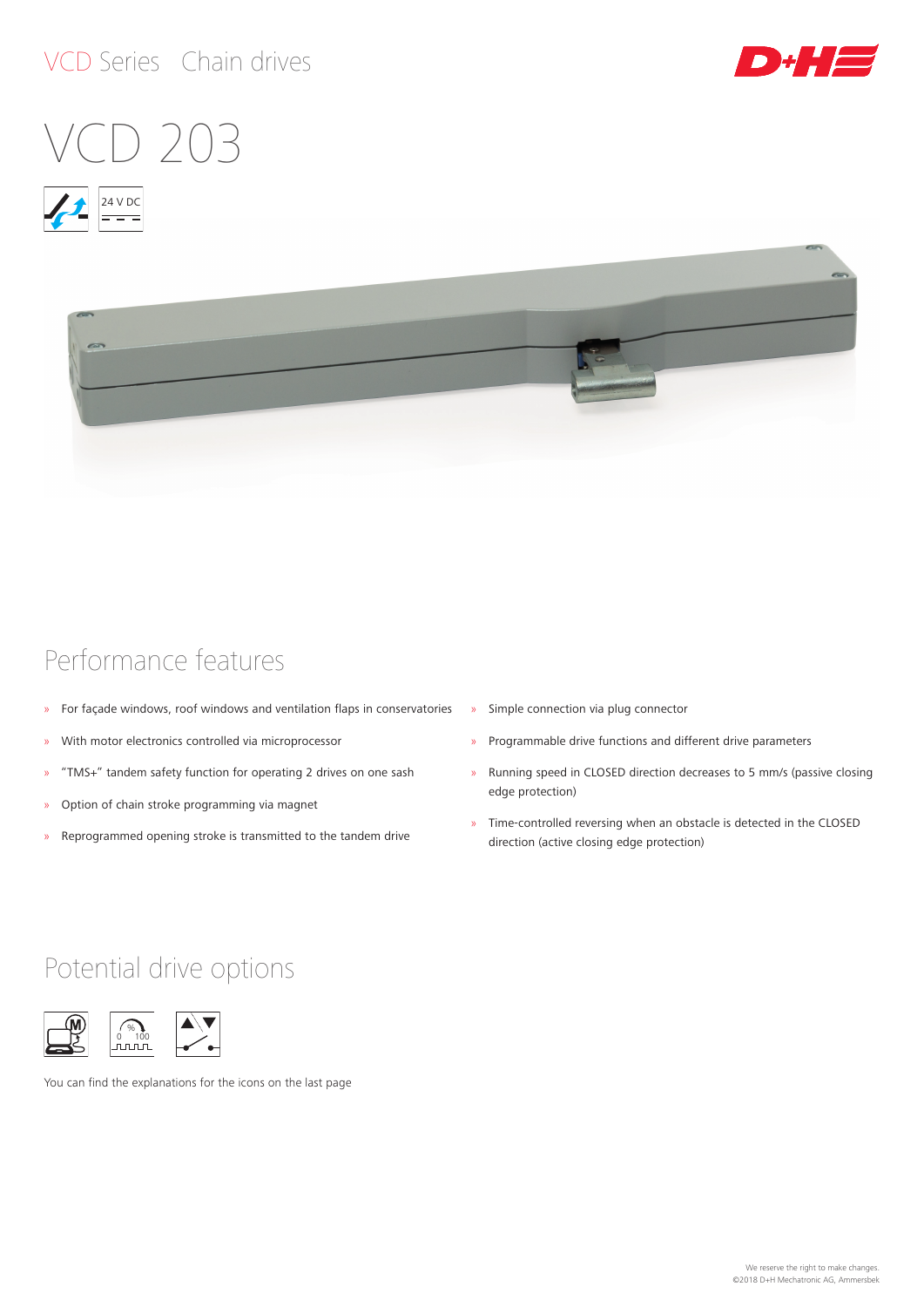# VCD Series Chain drives

# VCD 203

24 V DC

## Performance features

- For façade windows, roof windows and ventilation flaps in conservatories
- With motor electronics controlled via microprocessor
- "TMS+" tandem safety function for operating 2 drives on one sash
- Option of chain stroke programming via magnet
- Reprogrammed opening stroke is transmitted to the tandem drive
- Simple connection via plug connector
- Programmable drive functions and different drive parameters
- Running speed in CLOSED direction decreases to 5 mm/s (passive closing edge protection)
- Time-controlled reversing when an obstacle is detected in the CLOSED direction (active closing edge protection)

## Potential drive options

You can find the explanations for the icons on the last page

We reserve the right to make changes.
©2018 D+H Mechatronic AG, Ammersbek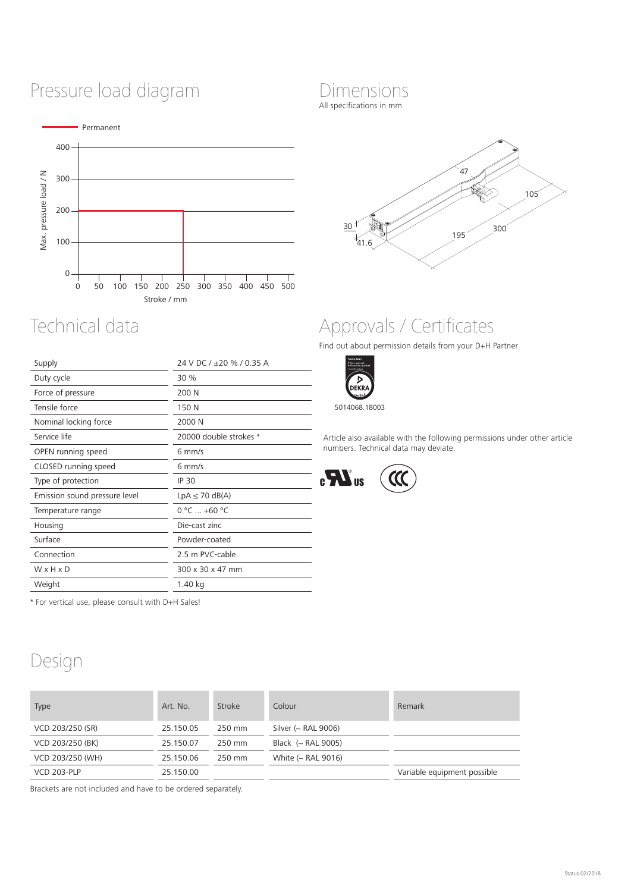## Pressure load diagram

Permanent

Max. pressure load / N

Stroke / mm

## Dimensions

All specifications in mm

## Technical data

| | |
|---|---|
| Supply | 24 V DC / ±20 % / 0.35 A |
| Duty cycle | 30 % |
| Force of pressure | 200 N |
| Tensile force | 150 N |
| Nominal locking force | 2000 N |
| Service life | 20000 double strokes * |
| OPEN running speed | 6 mm/s |
| CLOSED running speed | 6 mm/s |
| Type of protection | IP 30 |
| Emission sound pressure level | LpA ≤ 70 dB(A) |
| Temperature range | 0 °C ... +60 °C |
| Housing | Die-cast zinc |
| Surface | Powder-coated |
| Connection | 2.5 m PVC-cable |
| W x H x D | 300 x 30 x 47 mm |
| Weight | 1.40 kg |

* For vertical use, please consult with D+H Sales!

## Approvals / Certificates

Find out about permission details from your D+H Partner

5014068.18003

Article also available with the following permissions under other article numbers. Technical data may deviate.

## Design

| Type | Art. No. | Stroke | Colour | Remark |
|---|---|---|---|---|
| VCD 203/250 (SR) | 25.150.05 | 250 mm | Silver (~ RAL 9006) | |
| VCD 203/250 (BK) | 25.150.07 | 250 mm | Black (~ RAL 9005) | |
| VCD 203/250 (WH) | 25.150.06 | 250 mm | White (~ RAL 9016) | |
| VCD 203-PLP | 25.150.00 | | | Variable equipment possible |

Brackets are not included and have to be ordered separately.

Status 02/2018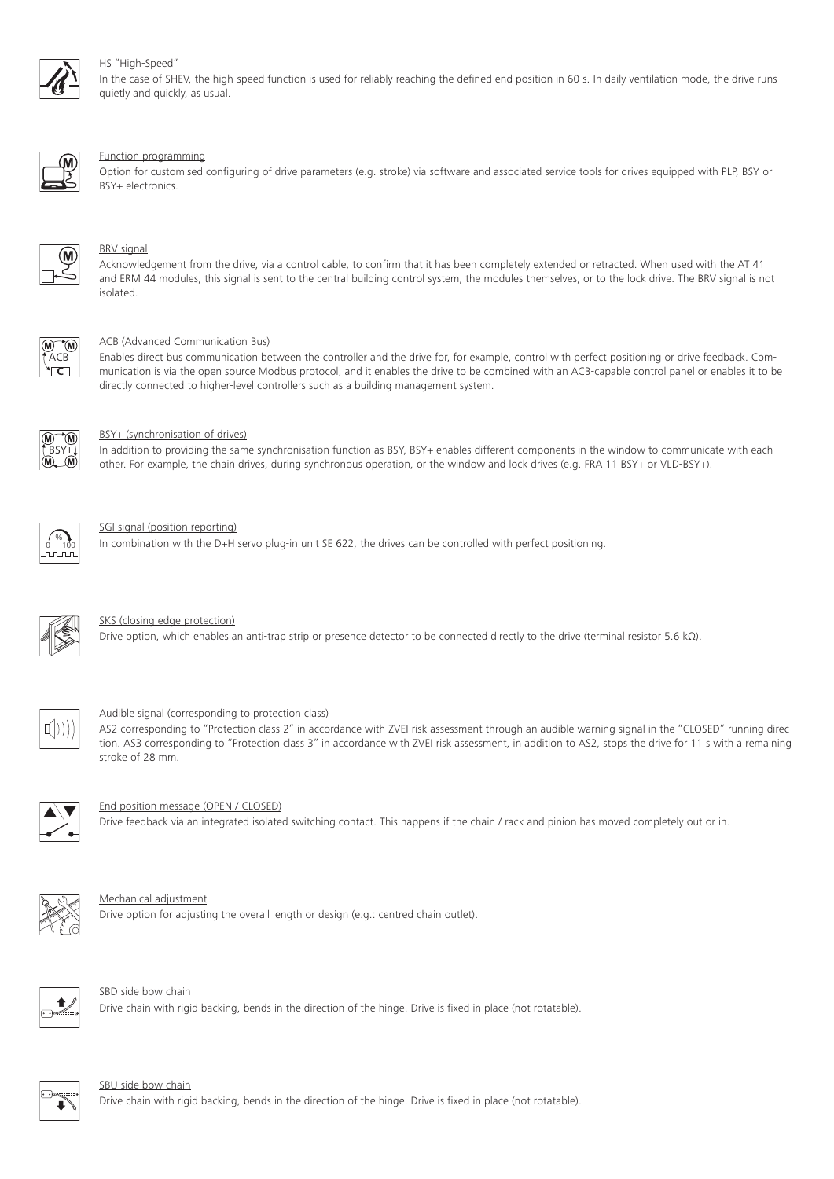HS "High-Speed"

In the case of SHEV, the high-speed function is used for reliably reaching the defined end position in 60 s. In daily ventilation mode, the drive runs quietly and quickly, as usual.

Function programming

Option for customised configuring of drive parameters (e.g. stroke) via software and associated service tools for drives equipped with PLP, BSY or BSY+ electronics.

BRV signal

Acknowledgement from the drive, via a control cable, to confirm that it has been completely extended or retracted. When used with the AT 41 and ERM 44 modules, this signal is sent to the central building control system, the modules themselves, or to the lock drive. The BRV signal is not isolated.

ACB (Advanced Communication Bus)

Enables direct bus communication between the controller and the drive for, for example, control with perfect positioning or drive feedback. Communication is via the open source Modbus protocol, and it enables the drive to be combined with an ACB-capable control panel or enables it to be directly connected to higher-level controllers such as a building management system.

BSY+ (synchronisation of drives)

In addition to providing the same synchronisation function as BSY, BSY+ enables different components in the window to communicate with each other. For example, the chain drives, during synchronous operation, or the window and lock drives (e.g. FRA 11 BSY+ or VLD-BSY+).

SGI signal (position reporting)

In combination with the D+H servo plug-in unit SE 622, the drives can be controlled with perfect positioning.

SKS (closing edge protection)

Drive option, which enables an anti-trap strip or presence detector to be connected directly to the drive (terminal resistor 5.6 kΩ).

Audible signal (corresponding to protection class)

AS2 corresponding to "Protection class 2" in accordance with ZVEI risk assessment through an audible warning signal in the "CLOSED" running direction. AS3 corresponding to "Protection class 3" in accordance with ZVEI risk assessment, in addition to AS2, stops the drive for 11 s with a remaining stroke of 28 mm.

End position message (OPEN / CLOSED)

Drive feedback via an integrated isolated switching contact. This happens if the chain / rack and pinion has moved completely out or in.

Mechanical adjustment

Drive option for adjusting the overall length or design (e.g.: centred chain outlet).

SBD side bow chain

Drive chain with rigid backing, bends in the direction of the hinge. Drive is fixed in place (not rotatable).

SBU side bow chain

Drive chain with rigid backing, bends in the direction of the hinge. Drive is fixed in place (not rotatable).